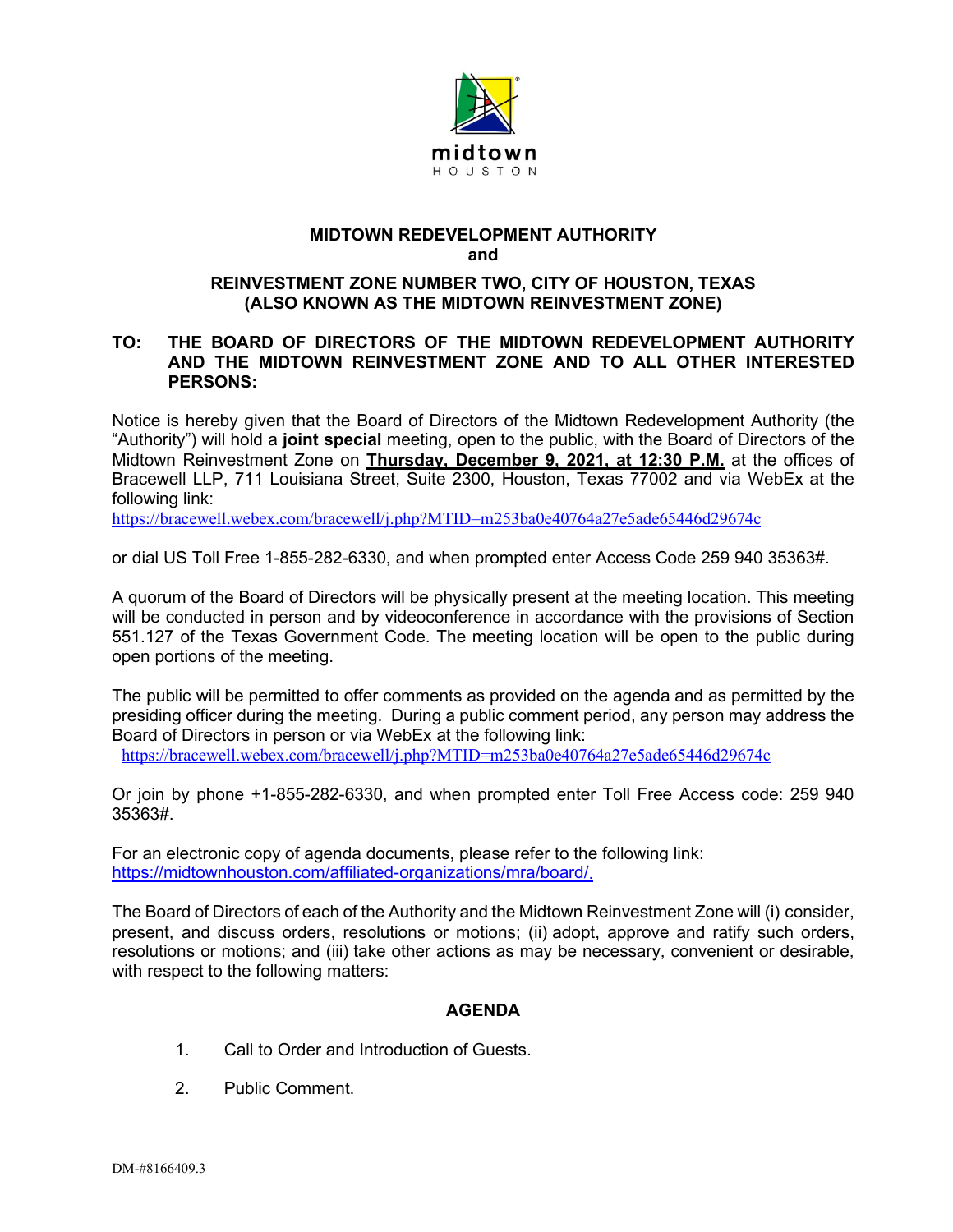midtown
HOUSTON

**MIDTOWN REDEVELOPMENT AUTHORITY**
**and**

**REINVESTMENT ZONE NUMBER TWO, CITY OF HOUSTON, TEXAS**
**(ALSO KNOWN AS THE MIDTOWN REINVESTMENT ZONE)**

**TO: THE BOARD OF DIRECTORS OF THE MIDTOWN REDEVELOPMENT AUTHORITY AND THE MIDTOWN REINVESTMENT ZONE AND TO ALL OTHER INTERESTED PERSONS:**

Notice is hereby given that the Board of Directors of the Midtown Redevelopment Authority (the "Authority") will hold a **joint special** meeting, open to the public, with the Board of Directors of the Midtown Reinvestment Zone on **Thursday, December 9, 2021, at 12:30 P.M.** at the offices of Bracewell LLP, 711 Louisiana Street, Suite 2300, Houston, Texas 77002 and via WebEx at the following link:
https://bracewell.webex.com/bracewell/j.php?MTID=m253ba0e40764a27e5ade65446d29674c

or dial US Toll Free 1-855-282-6330, and when prompted enter Access Code 259 940 35363#.

A quorum of the Board of Directors will be physically present at the meeting location. This meeting will be conducted in person and by videoconference in accordance with the provisions of Section 551.127 of the Texas Government Code. The meeting location will be open to the public during open portions of the meeting.

The public will be permitted to offer comments as provided on the agenda and as permitted by the presiding officer during the meeting. During a public comment period, any person may address the Board of Directors in person or via WebEx at the following link:
https://bracewell.webex.com/bracewell/j.php?MTID=m253ba0e40764a27e5ade65446d29674c

Or join by phone +1-855-282-6330, and when prompted enter Toll Free Access code: 259 940 35363#.

For an electronic copy of agenda documents, please refer to the following link:
https://midtownhouston.com/affiliated-organizations/mra/board/.

The Board of Directors of each of the Authority and the Midtown Reinvestment Zone will (i) consider, present, and discuss orders, resolutions or motions; (ii) adopt, approve and ratify such orders, resolutions or motions; and (iii) take other actions as may be necessary, convenient or desirable, with respect to the following matters:

## AGENDA

1. Call to Order and Introduction of Guests.
2. Public Comment.

DM-#8166409.3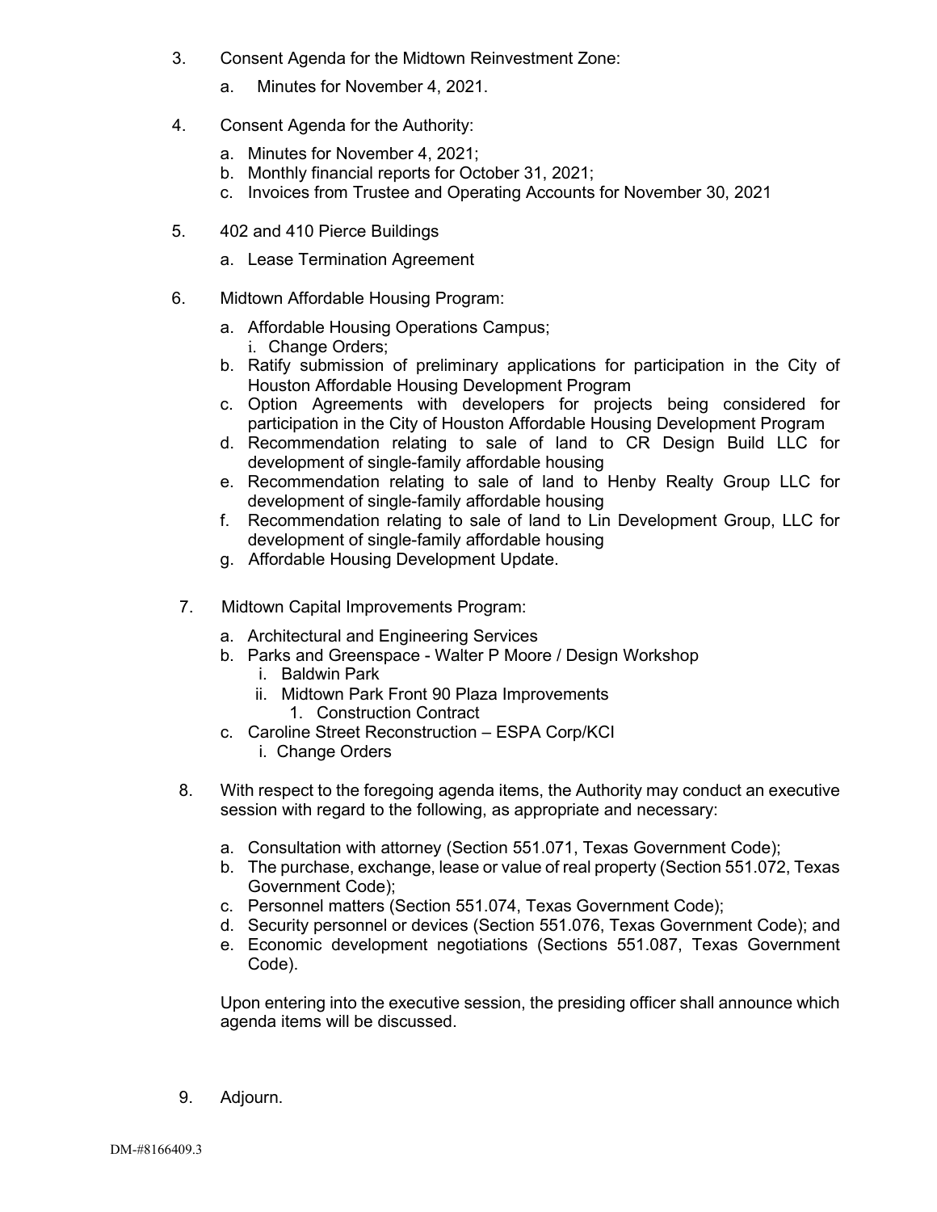3. Consent Agenda for the Midtown Reinvestment Zone:

   a. Minutes for November 4, 2021.

4. Consent Agenda for the Authority:

   a. Minutes for November 4, 2021;
   b. Monthly financial reports for October 31, 2021;
   c. Invoices from Trustee and Operating Accounts for November 30, 2021

5. 402 and 410 Pierce Buildings

   a. Lease Termination Agreement

6. Midtown Affordable Housing Program:

   a. Affordable Housing Operations Campus;
      i. Change Orders;
   b. Ratify submission of preliminary applications for participation in the City of Houston Affordable Housing Development Program
   c. Option Agreements with developers for projects being considered for participation in the City of Houston Affordable Housing Development Program
   d. Recommendation relating to sale of land to CR Design Build LLC for development of single-family affordable housing
   e. Recommendation relating to sale of land to Henby Realty Group LLC for development of single-family affordable housing
   f. Recommendation relating to sale of land to Lin Development Group, LLC for development of single-family affordable housing
   g. Affordable Housing Development Update.

7. Midtown Capital Improvements Program:

   a. Architectural and Engineering Services
   b. Parks and Greenspace - Walter P Moore / Design Workshop
      i. Baldwin Park
      ii. Midtown Park Front 90 Plaza Improvements
         1. Construction Contract
   c. Caroline Street Reconstruction – ESPA Corp/KCI
      i. Change Orders

8. With respect to the foregoing agenda items, the Authority may conduct an executive session with regard to the following, as appropriate and necessary:

   a. Consultation with attorney (Section 551.071, Texas Government Code);
   b. The purchase, exchange, lease or value of real property (Section 551.072, Texas Government Code);
   c. Personnel matters (Section 551.074, Texas Government Code);
   d. Security personnel or devices (Section 551.076, Texas Government Code); and
   e. Economic development negotiations (Sections 551.087, Texas Government Code).

   Upon entering into the executive session, the presiding officer shall announce which agenda items will be discussed.

9. Adjourn.

DM-#8166409.3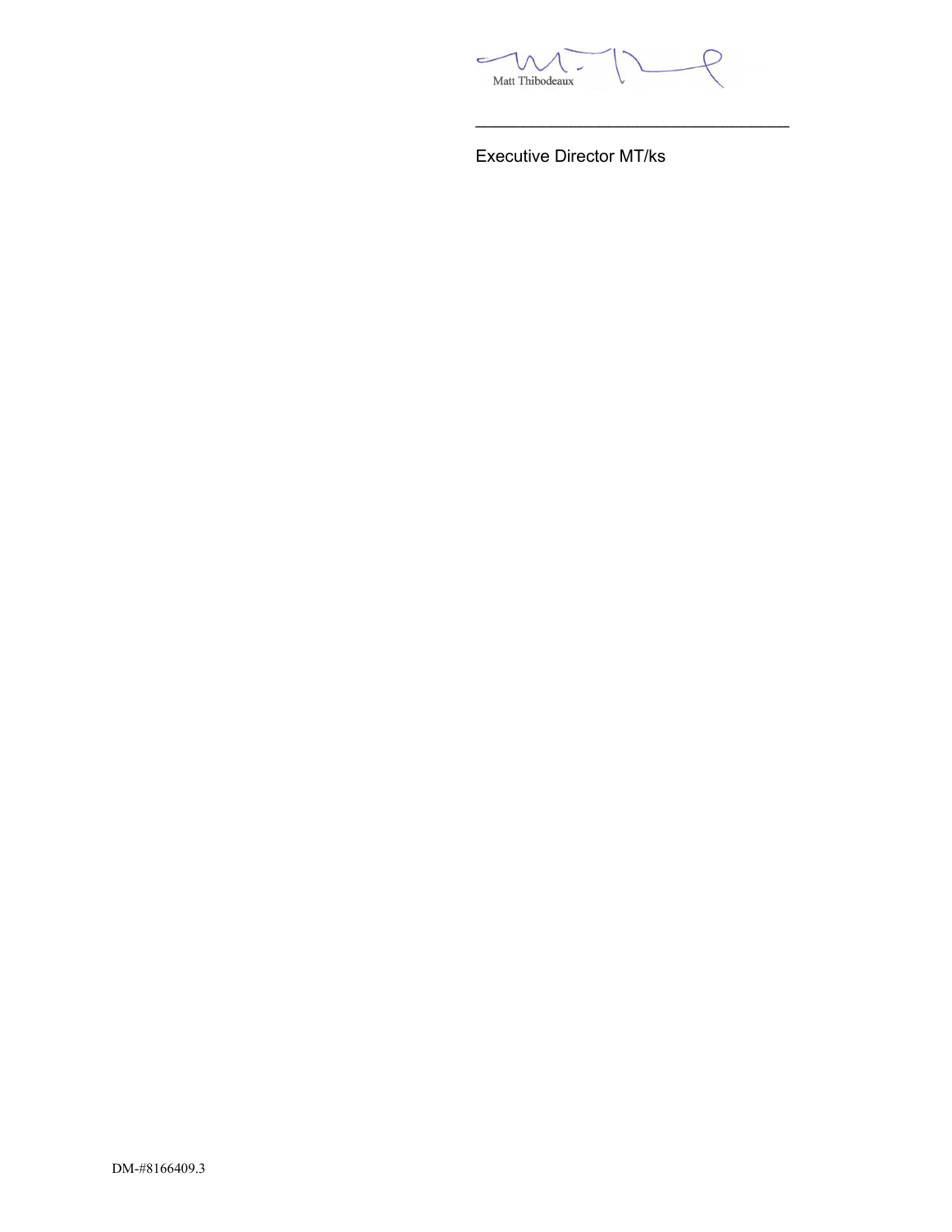Matt Thibodeaux

\_\_\_\_\_\_\_\_\_\_\_\_\_\_\_\_\_\_\_\_\_\_\_\_\_\_\_\_\_\_\_\_\_\_

Executive Director MT/ks

DM-#8166409.3